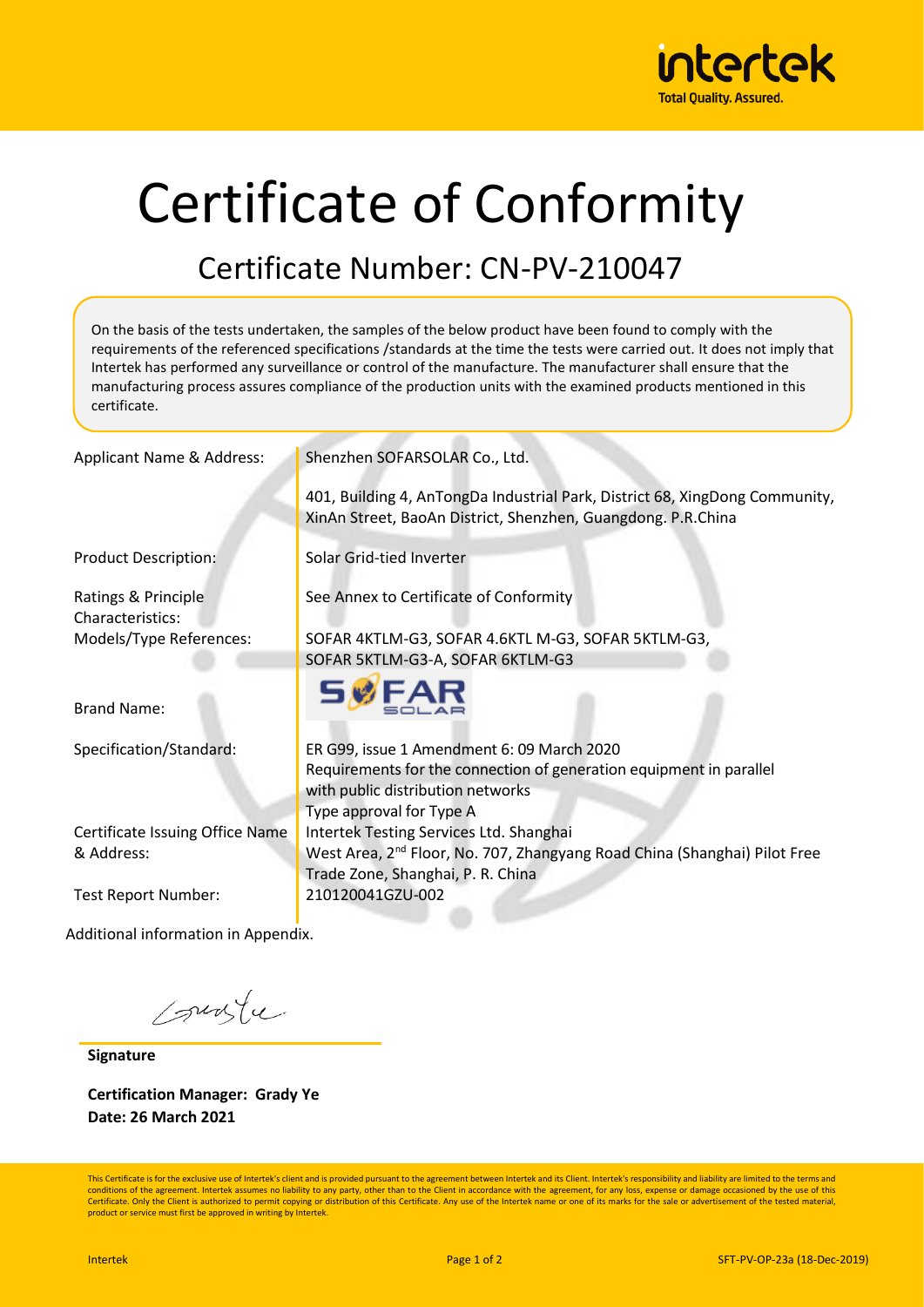intertek
Total Quality. Assured.

# Certificate of Conformity

## Certificate Number: CN-PV-210047

On the basis of the tests undertaken, the samples of the below product have been found to comply with the requirements of the referenced specifications /standards at the time the tests were carried out. It does not imply that Intertek has performed any surveillance or control of the manufacture. The manufacturer shall ensure that the manufacturing process assures compliance of the production units with the examined products mentioned in this certificate.

| | |
|---|---|
| Applicant Name & Address: | Shenzhen SOFARSOLAR Co., Ltd.<br>401, Building 4, AnTongDa Industrial Park, District 68, XingDong Community, XinAn Street, BaoAn District, Shenzhen, Guangdong. P.R.China |
| Product Description: | Solar Grid-tied Inverter |
| Ratings & Principle Characteristics: | See Annex to Certificate of Conformity |
| Models/Type References: | SOFAR 4KTLM-G3, SOFAR 4.6KTL M-G3, SOFAR 5KTLM-G3, SOFAR 5KTLM-G3-A, SOFAR 6KTLM-G3 |
| Brand Name: | SOFAR SOLAR |
| Specification/Standard: | ER G99, issue 1 Amendment 6: 09 March 2020<br>Requirements for the connection of generation equipment in parallel with public distribution networks<br>Type approval for Type A |
| Certificate Issuing Office Name & Address: | Intertek Testing Services Ltd. Shanghai<br>West Area, 2nd Floor, No. 707, Zhangyang Road China (Shanghai) Pilot Free Trade Zone, Shanghai, P. R. China |
| Test Report Number: | 210120041GZU-002 |

Additional information in Appendix.

**Signature**

**Certification Manager: Grady Ye**
**Date: 26 March 2021**

This Certificate is for the exclusive use of Intertek's client and is provided pursuant to the agreement between Intertek and its Client. Intertek's responsibility and liability are limited to the terms and conditions of the agreement. Intertek assumes no liability to any party, other than to the Client in accordance with the agreement, for any loss, expense or damage occasioned by the use of this Certificate. Only the Client is authorized to permit copying or distribution of this Certificate. Any use of the Intertek name or one of its marks for the sale or advertisement of the tested material, product or service must first be approved in writing by Intertek.

Intertek SFT-PV-OP-23a (18-Dec-2019)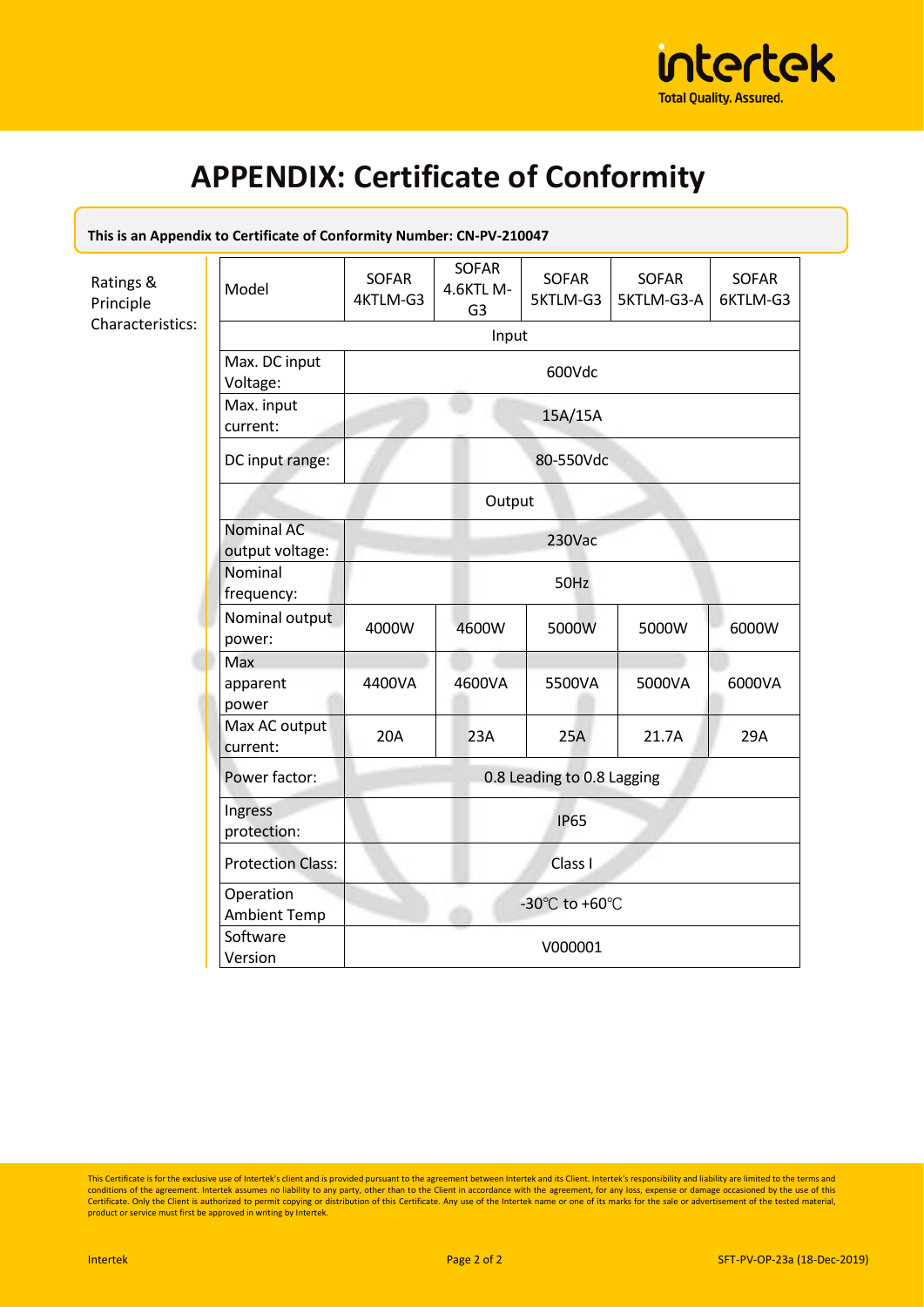# APPENDIX: Certificate of Conformity

**This is an Appendix to Certificate of Conformity Number: CN-PV-210047**

Ratings & Principle Characteristics:

| Model | SOFAR 4KTLM-G3 | SOFAR 4.6KTL M-G3 | SOFAR 5KTLM-G3 | SOFAR 5KTLM-G3-A | SOFAR 6KTLM-G3 |
|---|---|---|---|---|---|
| Input | | | | | |
| Max. DC input Voltage: | 600Vdc | | | | |
| Max. input current: | 15A/15A | | | | |
| DC input range: | 80-550Vdc | | | | |
| Output | | | | | |
| Nominal AC output voltage: | 230Vac | | | | |
| Nominal frequency: | 50Hz | | | | |
| Nominal output power: | 4000W | 4600W | 5000W | 5000W | 6000W |
| Max apparent power | 4400VA | 4600VA | 5500VA | 5000VA | 6000VA |
| Max AC output current: | 20A | 23A | 25A | 21.7A | 29A |
| Power factor: | 0.8 Leading to 0.8 Lagging | | | | |
| Ingress protection: | IP65 | | | | |
| Protection Class: | Class I | | | | |
| Operation Ambient Temp | -30℃ to +60℃ | | | | |
| Software Version | V000001 | | | | |

This Certificate is for the exclusive use of Intertek's client and is provided pursuant to the agreement between Intertek and its Client. Intertek's responsibility and liability are limited to the terms and conditions of the agreement. Intertek assumes no liability to any party, other than to the Client in accordance with the agreement, for any loss, expense or damage occasioned by the use of this Certificate. Only the Client is authorized to permit copying or distribution of this Certificate. Any use of the Intertek name or one of its marks for the sale or advertisement of the tested material, product or service must first be approved in writing by Intertek.

SFT-PV-OP-23a (18-Dec-2019)